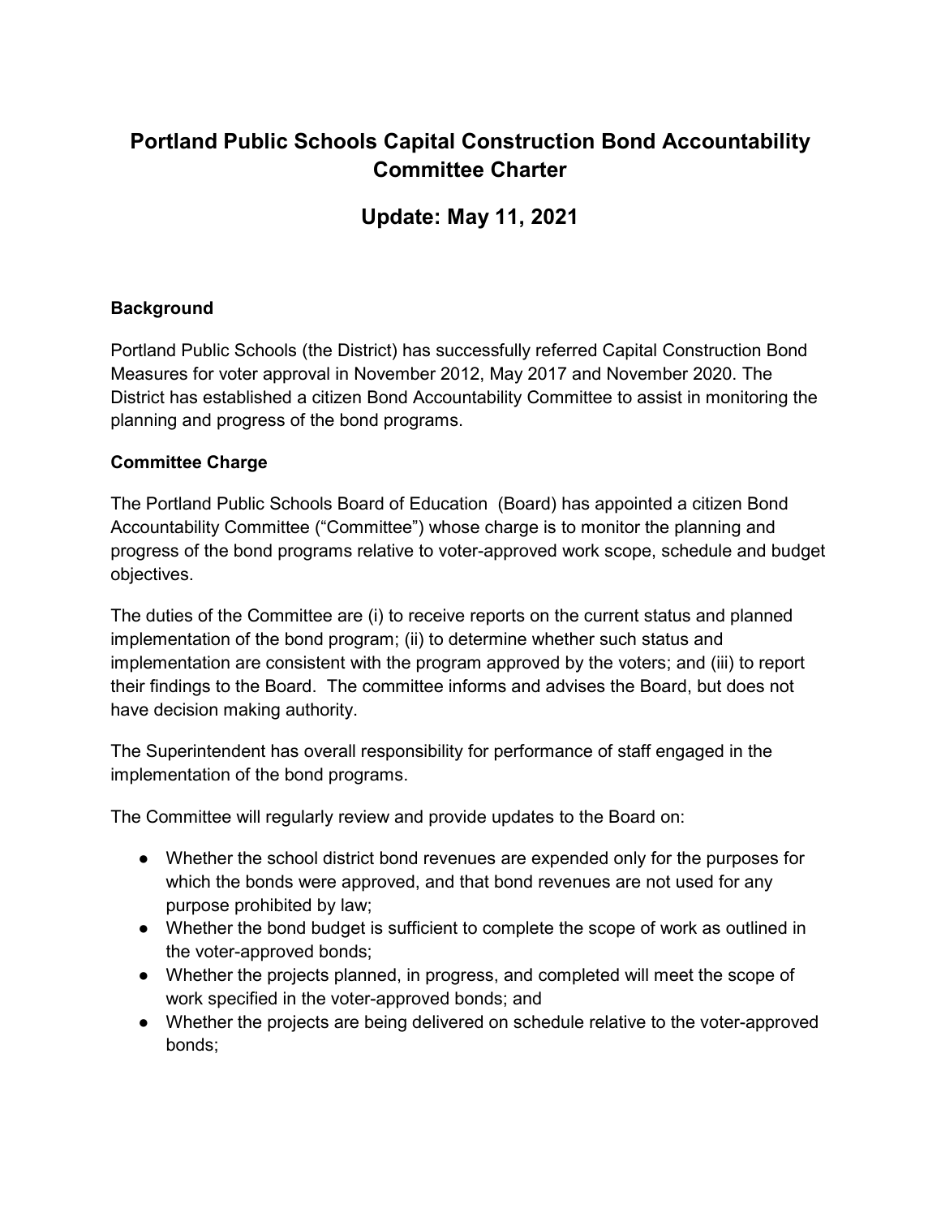# Portland Public Schools Capital Construction Bond Accountability Committee Charter

## Update: May 11, 2021

### Background

Portland Public Schools (the District) has successfully referred Capital Construction Bond Measures for voter approval in November 2012, May 2017 and November 2020. The District has established a citizen Bond Accountability Committee to assist in monitoring the planning and progress of the bond programs.

### Committee Charge

The Portland Public Schools Board of Education (Board) has appointed a citizen Bond Accountability Committee ("Committee") whose charge is to monitor the planning and progress of the bond programs relative to voter-approved work scope, schedule and budget objectives.

The duties of the Committee are (i) to receive reports on the current status and planned implementation of the bond program; (ii) to determine whether such status and implementation are consistent with the program approved by the voters; and (iii) to report their findings to the Board. The committee informs and advises the Board, but does not have decision making authority.

The Superintendent has overall responsibility for performance of staff engaged in the implementation of the bond programs.

The Committee will regularly review and provide updates to the Board on:

- Whether the school district bond revenues are expended only for the purposes for which the bonds were approved, and that bond revenues are not used for any purpose prohibited by law;
- Whether the bond budget is sufficient to complete the scope of work as outlined in the voter-approved bonds;
- Whether the projects planned, in progress, and completed will meet the scope of work specified in the voter-approved bonds; and
- Whether the projects are being delivered on schedule relative to the voter-approved bonds;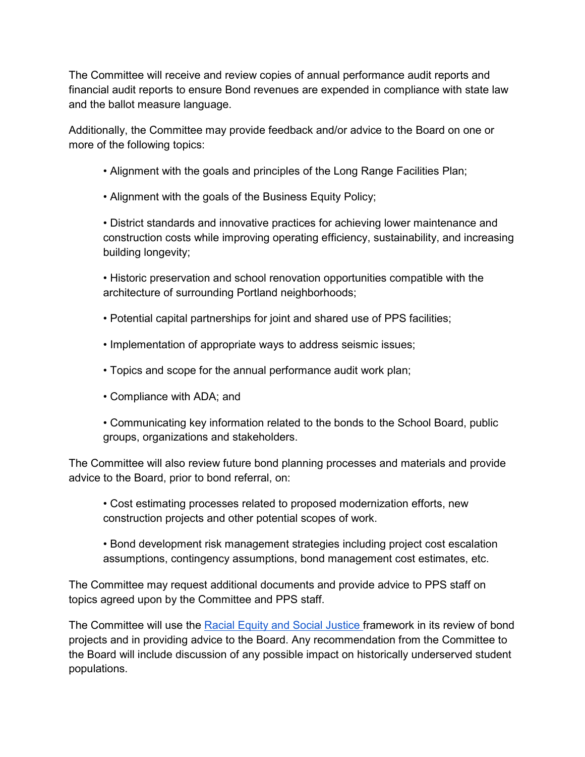The Committee will receive and review copies of annual performance audit reports and financial audit reports to ensure Bond revenues are expended in compliance with state law and the ballot measure language.

Additionally, the Committee may provide feedback and/or advice to the Board on one or more of the following topics:

- Alignment with the goals and principles of the Long Range Facilities Plan;
- Alignment with the goals of the Business Equity Policy;
- District standards and innovative practices for achieving lower maintenance and construction costs while improving operating efficiency, sustainability, and increasing building longevity;
- Historic preservation and school renovation opportunities compatible with the architecture of surrounding Portland neighborhoods;
- Potential capital partnerships for joint and shared use of PPS facilities;
- Implementation of appropriate ways to address seismic issues;
- Topics and scope for the annual performance audit work plan;
- Compliance with ADA; and
- Communicating key information related to the bonds to the School Board, public groups, organizations and stakeholders.

The Committee will also review future bond planning processes and materials and provide advice to the Board, prior to bond referral, on:

- Cost estimating processes related to proposed modernization efforts, new construction projects and other potential scopes of work.
- Bond development risk management strategies including project cost escalation assumptions, contingency assumptions, bond management cost estimates, etc.

The Committee may request additional documents and provide advice to PPS staff on topics agreed upon by the Committee and PPS staff.

The Committee will use the [Racial Equity and Social Justice](#) framework in its review of bond projects and in providing advice to the Board. Any recommendation from the Committee to the Board will include discussion of any possible impact on historically underserved student populations.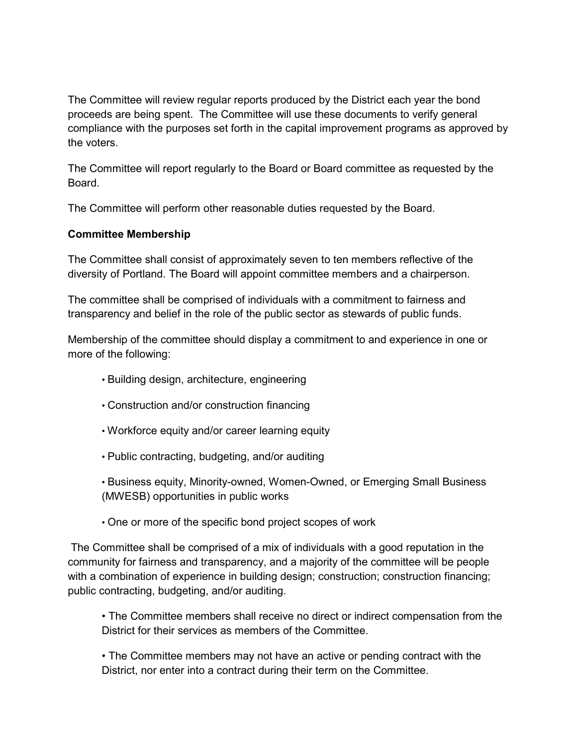The Committee will review regular reports produced by the District each year the bond proceeds are being spent. The Committee will use these documents to verify general compliance with the purposes set forth in the capital improvement programs as approved by the voters.

The Committee will report regularly to the Board or Board committee as requested by the Board.

The Committee will perform other reasonable duties requested by the Board.

**Committee Membership**

The Committee shall consist of approximately seven to ten members reflective of the diversity of Portland. The Board will appoint committee members and a chairperson.

The committee shall be comprised of individuals with a commitment to fairness and transparency and belief in the role of the public sector as stewards of public funds.

Membership of the committee should display a commitment to and experience in one or more of the following:

- Building design, architecture, engineering
- Construction and/or construction financing
- Workforce equity and/or career learning equity
- Public contracting, budgeting, and/or auditing
- Business equity, Minority-owned, Women-Owned, or Emerging Small Business (MWESB) opportunities in public works
- One or more of the specific bond project scopes of work

The Committee shall be comprised of a mix of individuals with a good reputation in the community for fairness and transparency, and a majority of the committee will be people with a combination of experience in building design; construction; construction financing; public contracting, budgeting, and/or auditing.

- The Committee members shall receive no direct or indirect compensation from the District for their services as members of the Committee.
- The Committee members may not have an active or pending contract with the District, nor enter into a contract during their term on the Committee.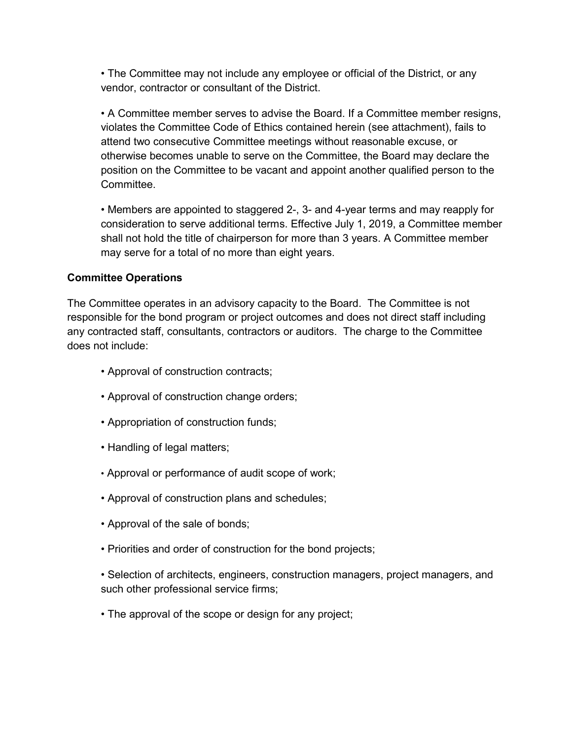- The Committee may not include any employee or official of the District, or any vendor, contractor or consultant of the District.

- A Committee member serves to advise the Board. If a Committee member resigns, violates the Committee Code of Ethics contained herein (see attachment), fails to attend two consecutive Committee meetings without reasonable excuse, or otherwise becomes unable to serve on the Committee, the Board may declare the position on the Committee to be vacant and appoint another qualified person to the Committee.

- Members are appointed to staggered 2-, 3- and 4-year terms and may reapply for consideration to serve additional terms. Effective July 1, 2019, a Committee member shall not hold the title of chairperson for more than 3 years. A Committee member may serve for a total of no more than eight years.

**Committee Operations**

The Committee operates in an advisory capacity to the Board. The Committee is not responsible for the bond program or project outcomes and does not direct staff including any contracted staff, consultants, contractors or auditors. The charge to the Committee does not include:

- Approval of construction contracts;

- Approval of construction change orders;

- Appropriation of construction funds;

- Handling of legal matters;

- Approval or performance of audit scope of work;

- Approval of construction plans and schedules;

- Approval of the sale of bonds;

- Priorities and order of construction for the bond projects;

- Selection of architects, engineers, construction managers, project managers, and such other professional service firms;

- The approval of the scope or design for any project;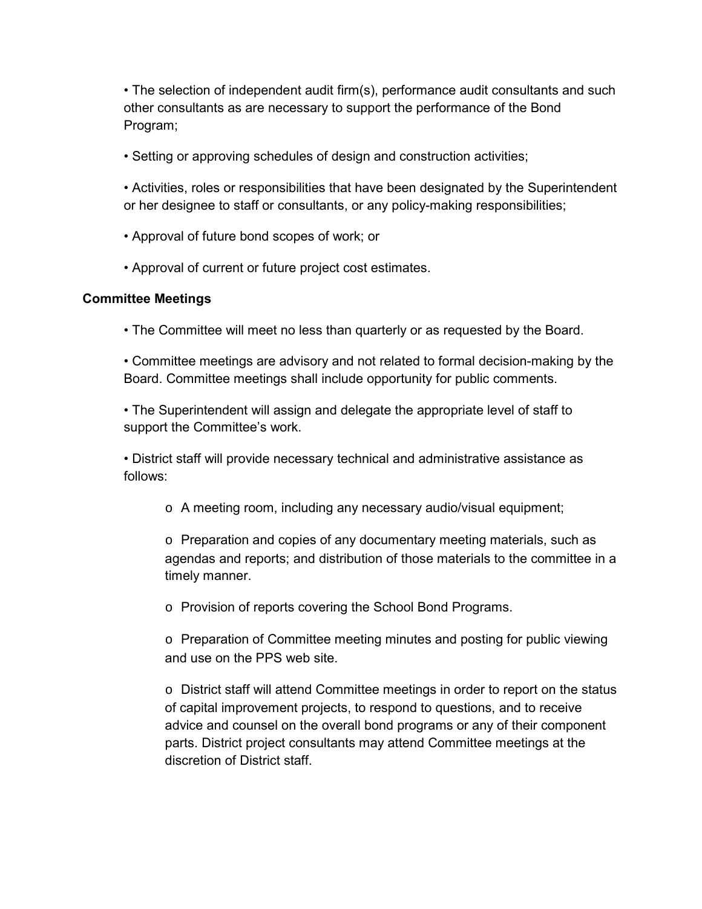- The selection of independent audit firm(s), performance audit consultants and such other consultants as are necessary to support the performance of the Bond Program;
- Setting or approving schedules of design and construction activities;
- Activities, roles or responsibilities that have been designated by the Superintendent or her designee to staff or consultants, or any policy-making responsibilities;
- Approval of future bond scopes of work; or
- Approval of current or future project cost estimates.

**Committee Meetings**

- The Committee will meet no less than quarterly or as requested by the Board.
- Committee meetings are advisory and not related to formal decision-making by the Board. Committee meetings shall include opportunity for public comments.
- The Superintendent will assign and delegate the appropriate level of staff to support the Committee's work.
- District staff will provide necessary technical and administrative assistance as follows:
  - A meeting room, including any necessary audio/visual equipment;
  - Preparation and copies of any documentary meeting materials, such as agendas and reports; and distribution of those materials to the committee in a timely manner.
  - Provision of reports covering the School Bond Programs.
  - Preparation of Committee meeting minutes and posting for public viewing and use on the PPS web site.
  - District staff will attend Committee meetings in order to report on the status of capital improvement projects, to respond to questions, and to receive advice and counsel on the overall bond programs or any of their component parts. District project consultants may attend Committee meetings at the discretion of District staff.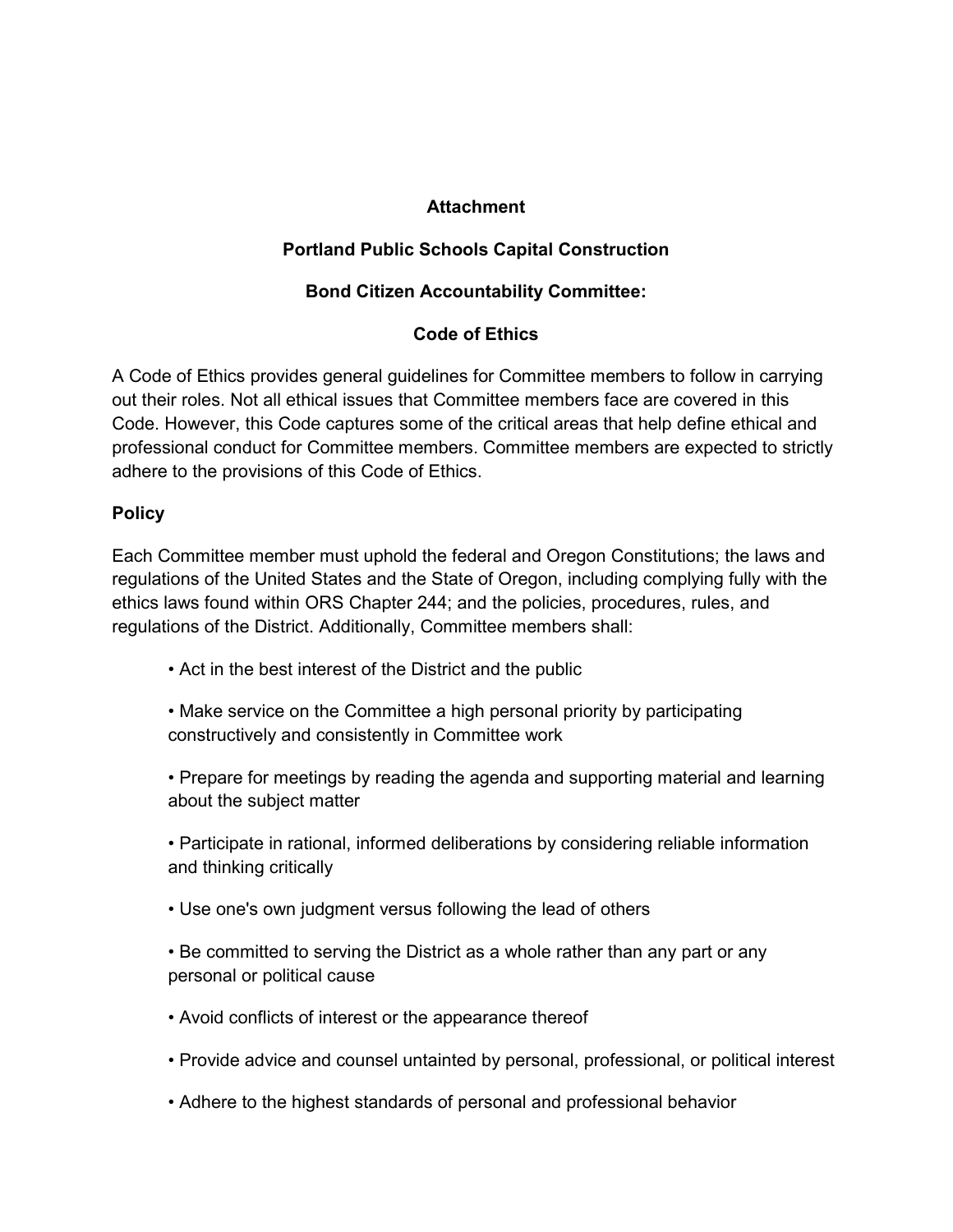**Attachment**

**Portland Public Schools Capital Construction**

**Bond Citizen Accountability Committee:**

**Code of Ethics**

A Code of Ethics provides general guidelines for Committee members to follow in carrying out their roles. Not all ethical issues that Committee members face are covered in this Code. However, this Code captures some of the critical areas that help define ethical and professional conduct for Committee members. Committee members are expected to strictly adhere to the provisions of this Code of Ethics.

**Policy**

Each Committee member must uphold the federal and Oregon Constitutions; the laws and regulations of the United States and the State of Oregon, including complying fully with the ethics laws found within ORS Chapter 244; and the policies, procedures, rules, and regulations of the District. Additionally, Committee members shall:

- Act in the best interest of the District and the public
- Make service on the Committee a high personal priority by participating constructively and consistently in Committee work
- Prepare for meetings by reading the agenda and supporting material and learning about the subject matter
- Participate in rational, informed deliberations by considering reliable information and thinking critically
- Use one's own judgment versus following the lead of others
- Be committed to serving the District as a whole rather than any part or any personal or political cause
- Avoid conflicts of interest or the appearance thereof
- Provide advice and counsel untainted by personal, professional, or political interest
- Adhere to the highest standards of personal and professional behavior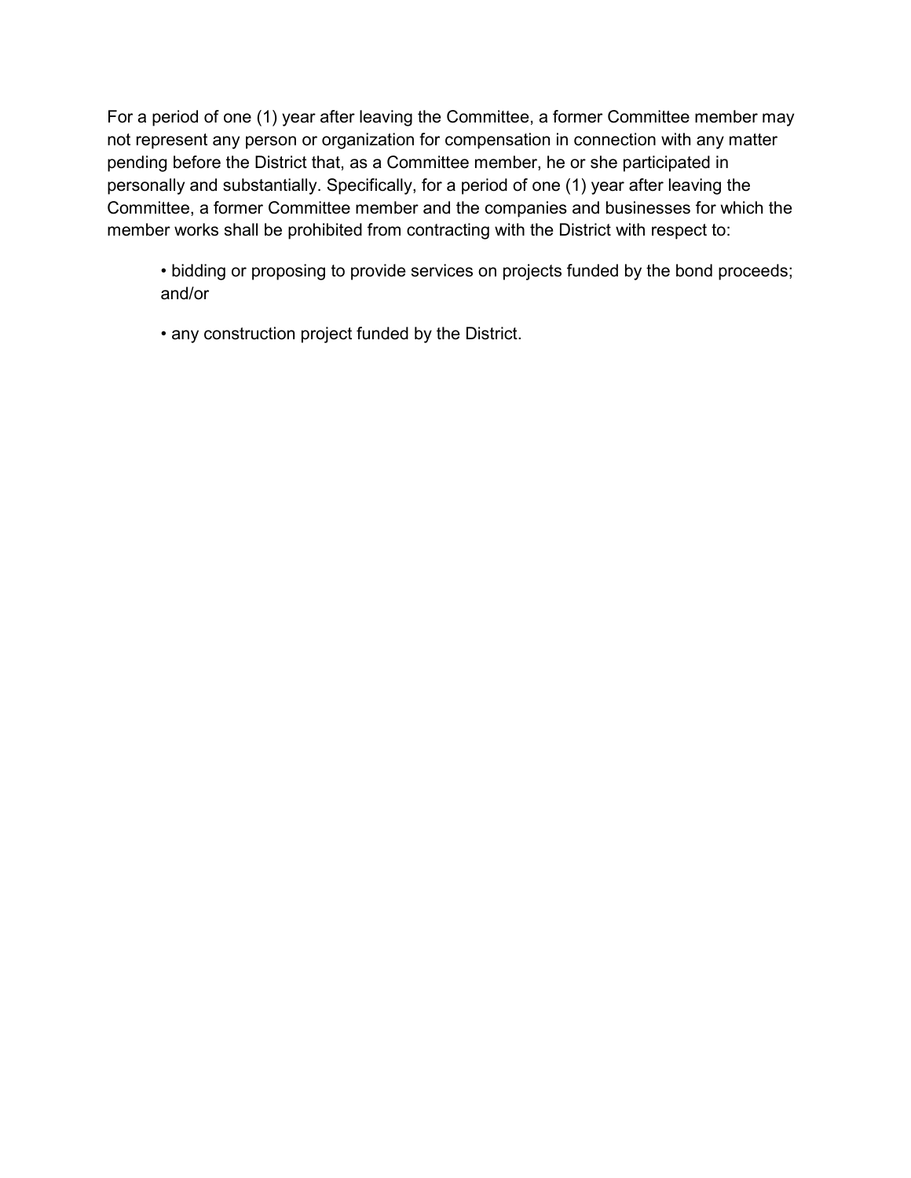For a period of one (1) year after leaving the Committee, a former Committee member may not represent any person or organization for compensation in connection with any matter pending before the District that, as a Committee member, he or she participated in personally and substantially. Specifically, for a period of one (1) year after leaving the Committee, a former Committee member and the companies and businesses for which the member works shall be prohibited from contracting with the District with respect to:

- bidding or proposing to provide services on projects funded by the bond proceeds; and/or
- any construction project funded by the District.